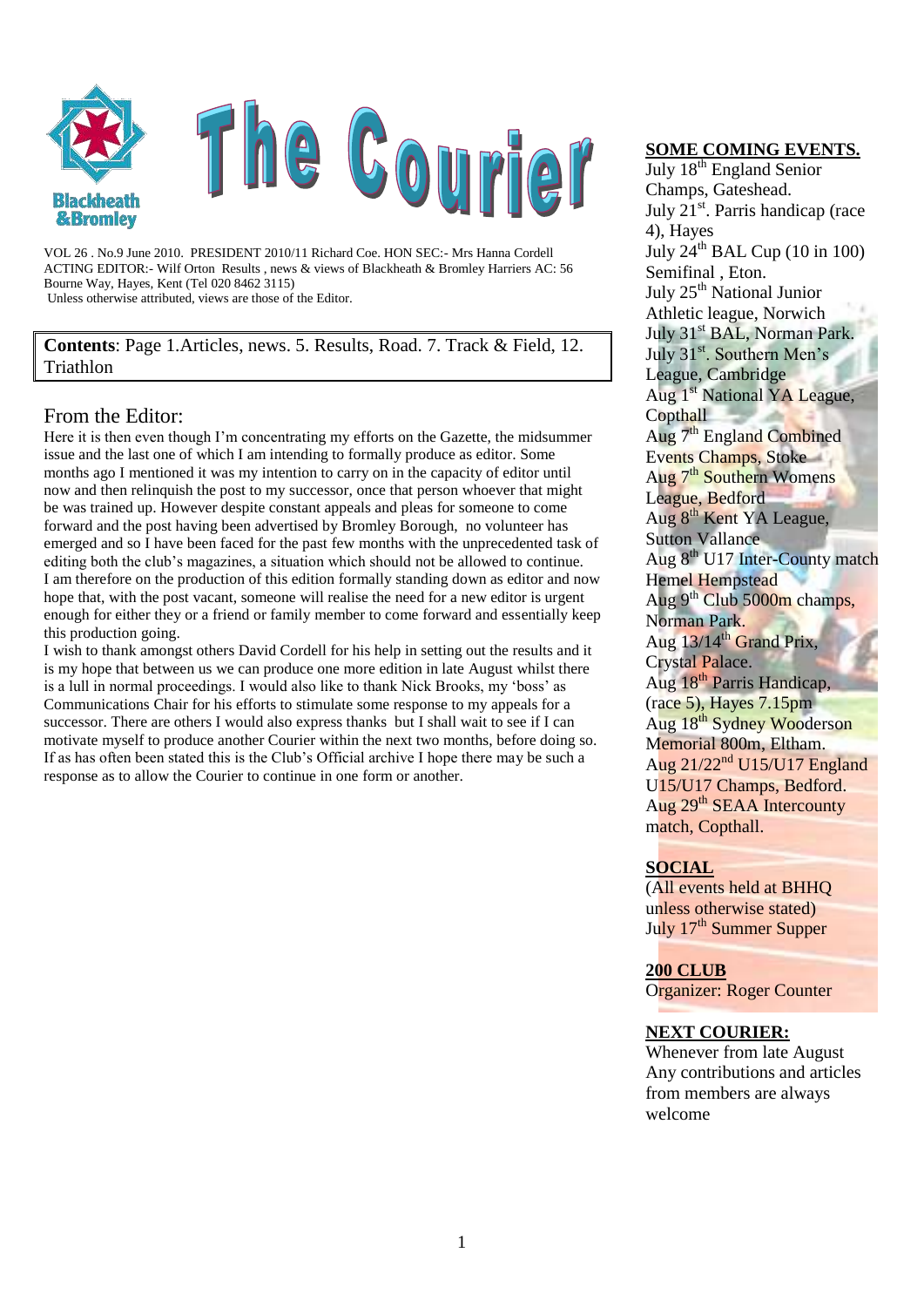# The Courier

Blackheath &Bromley

VOL 26 . No.9 June 2010. PRESIDENT 2010/11 Richard Coe. HON SEC:- Mrs Hanna Cordell
ACTING EDITOR:- Wilf Orton Results , news & views of Blackheath & Bromley Harriers AC: 56 Bourne Way, Hayes, Kent (Tel 020 8462 3115)
Unless otherwise attributed, views are those of the Editor.

**Contents**: Page 1.Articles, news. 5. Results, Road. 7. Track & Field, 12. Triathlon

## From the Editor:

Here it is then even though I'm concentrating my efforts on the Gazette, the midsummer issue and the last one of which I am intending to formally produce as editor. Some months ago I mentioned it was my intention to carry on in the capacity of editor until now and then relinquish the post to my successor, once that person whoever that might be was trained up. However despite constant appeals and pleas for someone to come forward and the post having been advertised by Bromley Borough, no volunteer has emerged and so I have been faced for the past few months with the unprecedented task of editing both the club's magazines, a situation which should not be allowed to continue.
I am therefore on the production of this edition formally standing down as editor and now hope that, with the post vacant, someone will realise the need for a new editor is urgent enough for either they or a friend or family member to come forward and essentially keep this production going.
I wish to thank amongst others David Cordell for his help in setting out the results and it is my hope that between us we can produce one more edition in late August whilst there is a lull in normal proceedings. I would also like to thank Nick Brooks, my 'boss' as Communications Chair for his efforts to stimulate some response to my appeals for a successor. There are others I would also express thanks but I shall wait to see if I can motivate myself to produce another Courier within the next two months, before doing so. If as has often been stated this is the Club's Official archive I hope there may be such a response as to allow the Courier to continue in one form or another.

**SOME COMING EVENTS.**

July 18th England Senior Champs, Gateshead.
July 21st. Parris handicap (race 4), Hayes
July 24th BAL Cup (10 in 100) Semifinal , Eton.
July 25th National Junior Athletic league, Norwich
July 31st BAL, Norman Park.
July 31st. Southern Men's League, Cambridge
Aug 1st National YA League, Copthall
Aug 7th England Combined Events Champs, Stoke
Aug 7th Southern Womens League, Bedford
Aug 8th Kent YA League, Sutton Vallance
Aug 8th U17 Inter-County match Hemel Hempstead
Aug 9th Club 5000m champs, Norman Park.
Aug 13/14th Grand Prix, Crystal Palace.
Aug 18th Parris Handicap, (race 5), Hayes 7.15pm
Aug 18th Sydney Wooderson Memorial 800m, Eltham.
Aug 21/22nd U15/U17 England U15/U17 Champs, Bedford.
Aug 29th SEAA Intercounty match, Copthall.

**SOCIAL**

(All events held at BHHQ unless otherwise stated)
July 17th Summer Supper

**200 CLUB**

Organizer: Roger Counter

**NEXT COURIER:**

Whenever from late August
Any contributions and articles from members are always welcome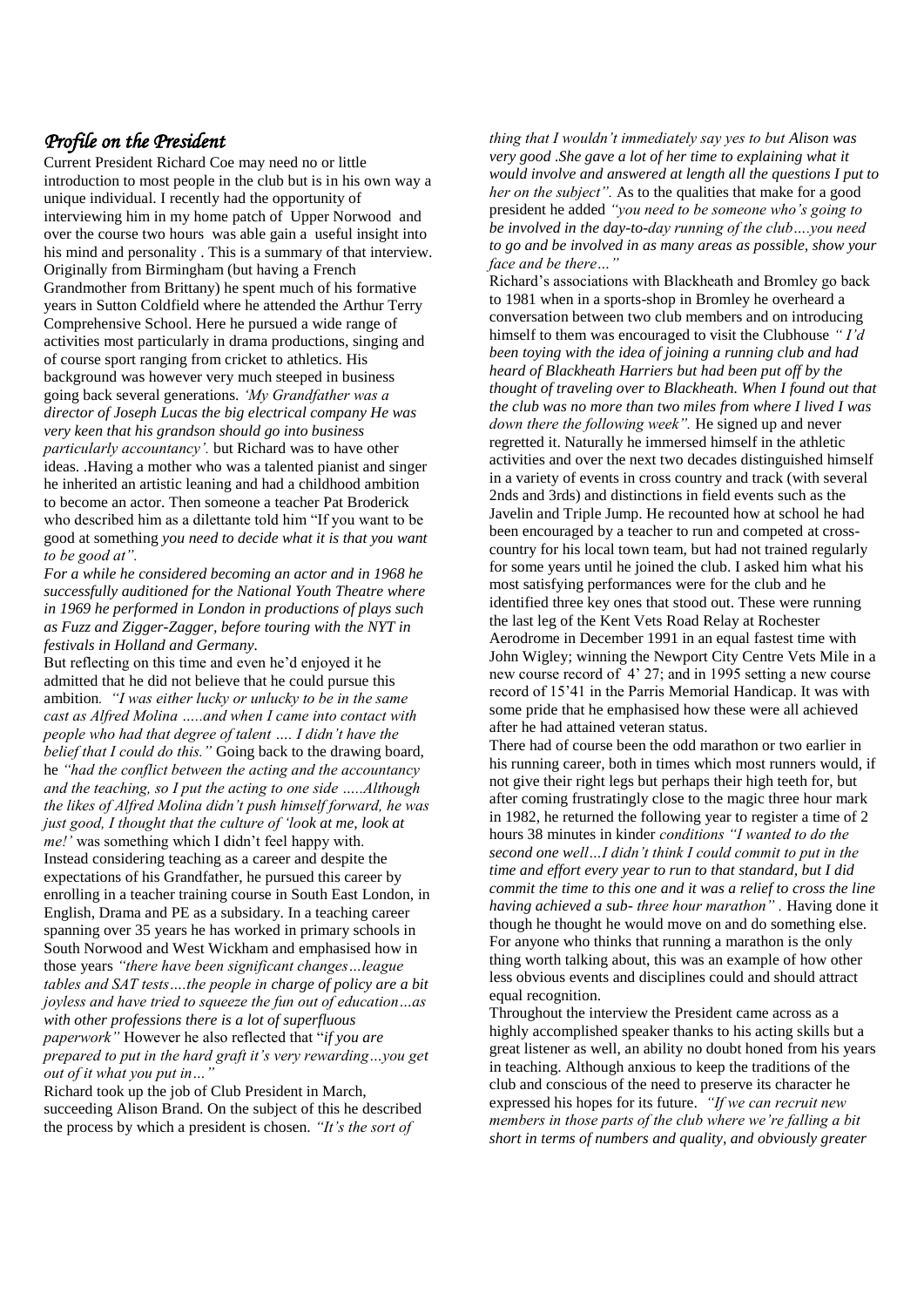## *Profile on the President*

Current President Richard Coe may need no or little introduction to most people in the club but is in his own way a unique individual. I recently had the opportunity of interviewing him in my home patch of Upper Norwood and over the course two hours was able gain a useful insight into his mind and personality . This is a summary of that interview. Originally from Birmingham (but having a French Grandmother from Brittany) he spent much of his formative years in Sutton Coldfield where he attended the Arthur Terry Comprehensive School. Here he pursued a wide range of activities most particularly in drama productions, singing and of course sport ranging from cricket to athletics. His background was however very much steeped in business going back several generations. *'My Grandfather was a director of Joseph Lucas the big electrical company He was very keen that his grandson should go into business particularly accountancy'.* but Richard was to have other ideas. .Having a mother who was a talented pianist and singer he inherited an artistic leaning and had a childhood ambition to become an actor. Then someone a teacher Pat Broderick who described him as a dilettante told him "If you want to be good at something *you need to decide what it is that you want to be good at".*

*For a while he considered becoming an actor and in 1968 he successfully auditioned for the National Youth Theatre where in 1969 he performed in London in productions of plays such as Fuzz and Zigger-Zagger, before touring with the NYT in festivals in Holland and Germany.*

But reflecting on this time and even he'd enjoyed it he admitted that he did not believe that he could pursue this ambition. *"I was either lucky or unlucky to be in the same cast as Alfred Molina …..and when I came into contact with people who had that degree of talent …. I didn't have the belief that I could do this."* Going back to the drawing board, he *"had the conflict between the acting and the accountancy and the teaching, so I put the acting to one side …..Although the likes of Alfred Molina didn't push himself forward, he was just good, I thought that the culture of 'look at me, look at me!'* was something which I didn't feel happy with.

Instead considering teaching as a career and despite the expectations of his Grandfather, he pursued this career by enrolling in a teacher training course in South East London, in English, Drama and PE as a subsidary. In a teaching career spanning over 35 years he has worked in primary schools in South Norwood and West Wickham and emphasised how in those years *"there have been significant changes…league tables and SAT tests….the people in charge of policy are a bit joyless and have tried to squeeze the fun out of education…as with other professions there is a lot of superfluous paperwork"* However he also reflected that "*if you are prepared to put in the hard graft it's very rewarding…you get out of it what you put in…"*

Richard took up the job of Club President in March, succeeding Alison Brand. On the subject of this he described the process by which a president is chosen. *"It's the sort of thing that I wouldn't immediately say yes to but Alison was very good .She gave a lot of her time to explaining what it would involve and answered at length all the questions I put to her on the subject".* As to the qualities that make for a good president he added *"you need to be someone who's going to be involved in the day-to-day running of the club….you need to go and be involved in as many areas as possible, show your face and be there…"*

Richard's associations with Blackheath and Bromley go back to 1981 when in a sports-shop in Bromley he overheard a conversation between two club members and on introducing himself to them was encouraged to visit the Clubhouse *" I'd been toying with the idea of joining a running club and had heard of Blackheath Harriers but had been put off by the thought of traveling over to Blackheath. When I found out that the club was no more than two miles from where I lived I was down there the following week".* He signed up and never regretted it. Naturally he immersed himself in the athletic activities and over the next two decades distinguished himself in a variety of events in cross country and track (with several 2nds and 3rds) and distinctions in field events such as the Javelin and Triple Jump. He recounted how at school he had been encouraged by a teacher to run and competed at cross-country for his local town team, but had not trained regularly for some years until he joined the club. I asked him what his most satisfying performances were for the club and he identified three key ones that stood out. These were running the last leg of the Kent Vets Road Relay at Rochester Aerodrome in December 1991 in an equal fastest time with John Wigley; winning the Newport City Centre Vets Mile in a new course record of 4' 27; and in 1995 setting a new course record of 15'41 in the Parris Memorial Handicap. It was with some pride that he emphasised how these were all achieved after he had attained veteran status.

There had of course been the odd marathon or two earlier in his running career, both in times which most runners would, if not give their right legs but perhaps their high teeth for, but after coming frustratingly close to the magic three hour mark in 1982, he returned the following year to register a time of 2 hours 38 minutes in kinder *conditions "I wanted to do the second one well…I didn't think I could commit to put in the time and effort every year to run to that standard, but I did commit the time to this one and it was a relief to cross the line having achieved a sub- three hour marathon" .* Having done it though he thought he would move on and do something else. For anyone who thinks that running a marathon is the only thing worth talking about, this was an example of how other less obvious events and disciplines could and should attract equal recognition.

Throughout the interview the President came across as a highly accomplished speaker thanks to his acting skills but a great listener as well, an ability no doubt honed from his years in teaching. Although anxious to keep the traditions of the club and conscious of the need to preserve its character he expressed his hopes for its future. *"If we can recruit new members in those parts of the club where we're falling a bit short in terms of numbers and quality, and obviously greater*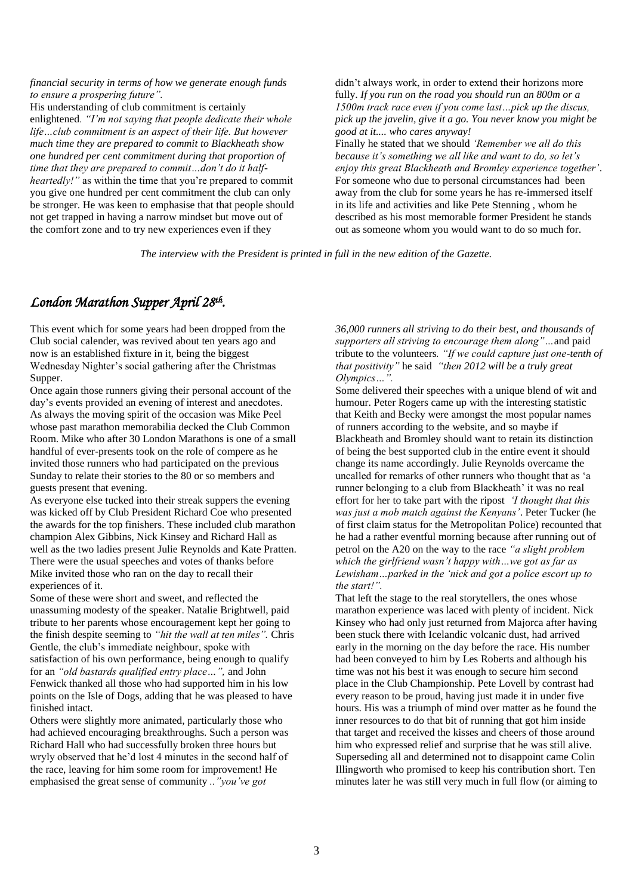*financial security in terms of how we generate enough funds to ensure a prospering future".*

His understanding of club commitment is certainly enlightened*. "I'm not saying that people dedicate their whole life…club commitment is an aspect of their life. But however much time they are prepared to commit to Blackheath show one hundred per cent commitment during that proportion of time that they are prepared to commit…don't do it half-heartedly!"* as within the time that you're prepared to commit you give one hundred per cent commitment the club can only be stronger. He was keen to emphasise that that people should not get trapped in having a narrow mindset but move out of the comfort zone and to try new experiences even if they didn't always work, in order to extend their horizons more fully. *If you run on the road you should run an 800m or a 1500m track race even if you come last…pick up the discus, pick up the javelin, give it a go. You never know you might be good at it.... who cares anyway!*

Finally he stated that we should *'Remember we all do this because it's something we all like and want to do, so let's enjoy this great Blackheath and Bromley experience together'*. For someone who due to personal circumstances had been away from the club for some years he has re-immersed itself in its life and activities and like Pete Stenning , whom he described as his most memorable former President he stands out as someone whom you would want to do so much for.

*The interview with the President is printed in full in the new edition of the Gazette.*

## *London Marathon Supper April 28th.*

This event which for some years had been dropped from the Club social calender, was revived about ten years ago and now is an established fixture in it, being the biggest Wednesday Nighter's social gathering after the Christmas Supper.

Once again those runners giving their personal account of the day's events provided an evening of interest and anecdotes. As always the moving spirit of the occasion was Mike Peel whose past marathon memorabilia decked the Club Common Room. Mike who after 30 London Marathons is one of a small handful of ever-presents took on the role of compere as he invited those runners who had participated on the previous Sunday to relate their stories to the 80 or so members and guests present that evening.

As everyone else tucked into their streak suppers the evening was kicked off by Club President Richard Coe who presented the awards for the top finishers. These included club marathon champion Alex Gibbins, Nick Kinsey and Richard Hall as well as the two ladies present Julie Reynolds and Kate Pratten. There were the usual speeches and votes of thanks before Mike invited those who ran on the day to recall their experiences of it.

Some of these were short and sweet, and reflected the unassuming modesty of the speaker. Natalie Brightwell, paid tribute to her parents whose encouragement kept her going to the finish despite seeming to *"hit the wall at ten miles".* Chris Gentle, the club's immediate neighbour, spoke with satisfaction of his own performance, being enough to qualify for an *"old bastards qualified entry place…",* and John Fenwick thanked all those who had supported him in his low points on the Isle of Dogs, adding that he was pleased to have finished intact.

Others were slightly more animated, particularly those who had achieved encouraging breakthroughs. Such a person was Richard Hall who had successfully broken three hours but wryly observed that he'd lost 4 minutes in the second half of the race, leaving for him some room for improvement! He emphasised the great sense of community *.."you've got 36,000 runners all striving to do their best, and thousands of supporters all striving to encourage them along"…*and paid tribute to the volunteers*. "If we could capture just one-tenth of that positivity"* he said *"then 2012 will be a truly great Olympics…".*

Some delivered their speeches with a unique blend of wit and humour. Peter Rogers came up with the interesting statistic that Keith and Becky were amongst the most popular names of runners according to the website, and so maybe if Blackheath and Bromley should want to retain its distinction of being the best supported club in the entire event it should change its name accordingly. Julie Reynolds overcame the uncalled for remarks of other runners who thought that as 'a runner belonging to a club from Blackheath' it was no real effort for her to take part with the ripost *'I thought that this was just a mob match against the Kenyans'*. Peter Tucker (he of first claim status for the Metropolitan Police) recounted that he had a rather eventful morning because after running out of petrol on the A20 on the way to the race *"a slight problem which the girlfriend wasn't happy with…we got as far as Lewisham…parked in the 'nick and got a police escort up to the start!".*

That left the stage to the real storytellers, the ones whose marathon experience was laced with plenty of incident. Nick Kinsey who had only just returned from Majorca after having been stuck there with Icelandic volcanic dust, had arrived early in the morning on the day before the race. His number had been conveyed to him by Les Roberts and although his time was not his best it was enough to secure him second place in the Club Championship. Pete Lovell by contrast had every reason to be proud, having just made it in under five hours. His was a triumph of mind over matter as he found the inner resources to do that bit of running that got him inside that target and received the kisses and cheers of those around him who expressed relief and surprise that he was still alive. Superseding all and determined not to disappoint came Colin Illingworth who promised to keep his contribution short. Ten minutes later he was still very much in full flow (or aiming to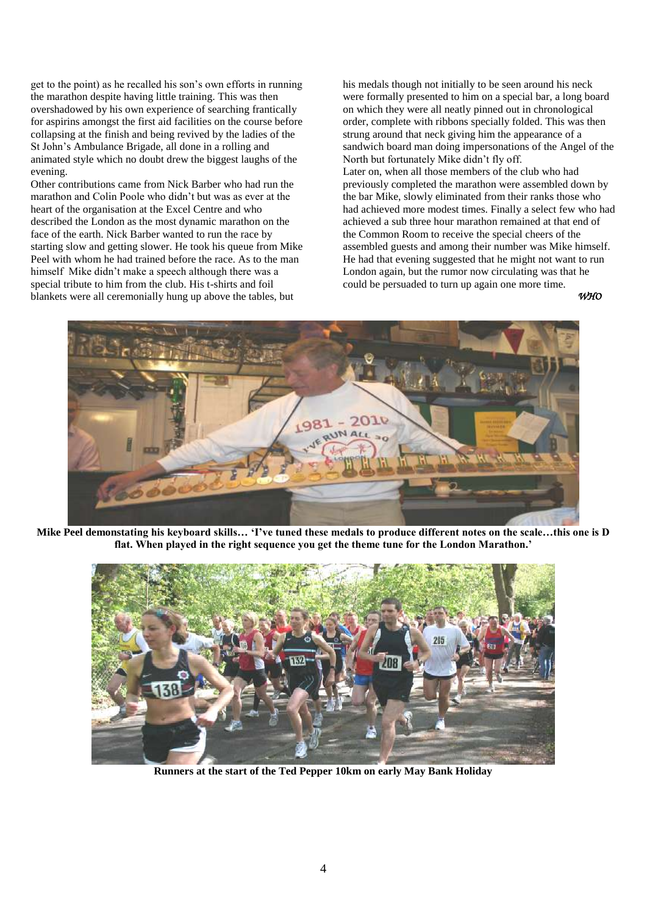get to the point) as he recalled his son's own efforts in running the marathon despite having little training. This was then overshadowed by his own experience of searching frantically for aspirins amongst the first aid facilities on the course before collapsing at the finish and being revived by the ladies of the St John's Ambulance Brigade, all done in a rolling and animated style which no doubt drew the biggest laughs of the evening.

Other contributions came from Nick Barber who had run the marathon and Colin Poole who didn't but was as ever at the heart of the organisation at the Excel Centre and who described the London as the most dynamic marathon on the face of the earth. Nick Barber wanted to run the race by starting slow and getting slower. He took his queue from Mike Peel with whom he had trained before the race. As to the man himself Mike didn't make a speech although there was a special tribute to him from the club. His t-shirts and foil blankets were all ceremonially hung up above the tables, but his medals though not initially to be seen around his neck were formally presented to him on a special bar, a long board on which they were all neatly pinned out in chronological order, complete with ribbons specially folded. This was then strung around that neck giving him the appearance of a sandwich board man doing impersonations of the Angel of the North but fortunately Mike didn't fly off.

Later on, when all those members of the club who had previously completed the marathon were assembled down by the bar Mike, slowly eliminated from their ranks those who had achieved more modest times. Finally a select few who had achieved a sub three hour marathon remained at that end of the Common Room to receive the special cheers of the assembled guests and among their number was Mike himself. He had that evening suggested that he might not want to run London again, but the rumor now circulating was that he could be persuaded to turn up again one more time.

*WHO*

**Mike Peel demonstating his keyboard skills… 'I've tuned these medals to produce different notes on the scale…this one is D flat. When played in the right sequence you get the theme tune for the London Marathon.'**

**Runners at the start of the Ted Pepper 10km on early May Bank Holiday**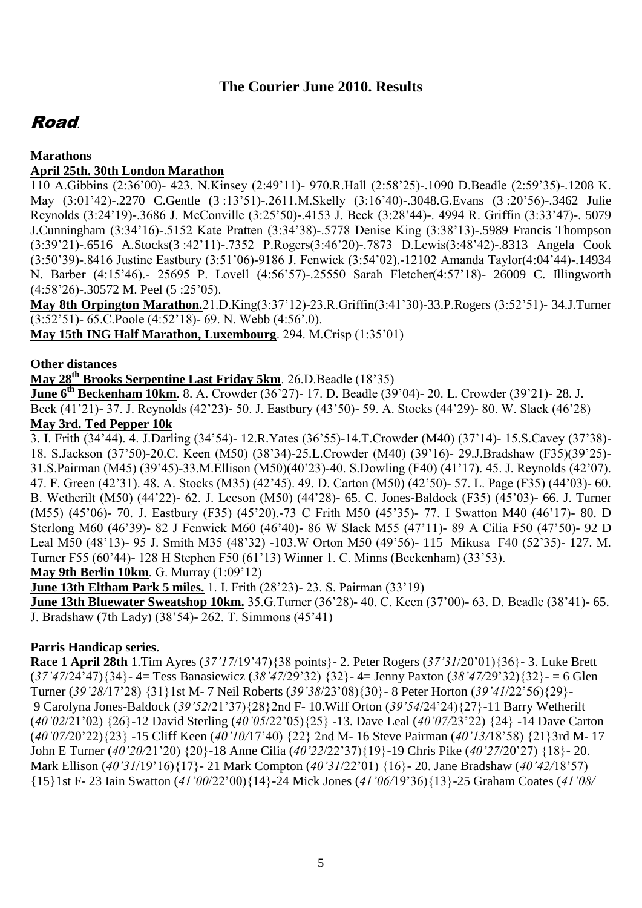## The Courier June 2010. Results

# *Road*.

**Marathons**

**April 25th. 30th London Marathon**

110 A.Gibbins (2:36'00)- 423. N.Kinsey (2:49'11)- 970.R.Hall (2:58'25)-.1090 D.Beadle (2:59'35)-.1208 K. May (3:01'42)-.2270 C.Gentle (3 :13'51)-.2611.M.Skelly (3:16'40)-.3048.G.Evans (3 :20'56)-.3462 Julie Reynolds (3:24'19)-.3686 J. McConville (3:25'50)-.4153 J. Beck (3:28'44)-. 4994 R. Griffin (3:33'47)-. 5079 J.Cunningham (3:34'16)-.5152 Kate Pratten (3:34'38)-.5778 Denise King (3:38'13)-.5989 Francis Thompson (3:39'21)-.6516 A.Stocks(3 :42'11)-.7352 P.Rogers(3:46'20)-.7873 D.Lewis(3:48'42)-.8313 Angela Cook (3:50'39)-.8416 Justine Eastbury (3:51'06)-9186 J. Fenwick (3:54'02).-12102 Amanda Taylor(4:04'44)-.14934 N. Barber (4:15'46).- 25695 P. Lovell (4:56'57)-.25550 Sarah Fletcher(4:57'18)- 26009 C. Illingworth (4:58'26)-.30572 M. Peel (5 :25'05).

**May 8th Orpington Marathon.**21.D.King(3:37'12)-23.R.Griffin(3:41'30)-33.P.Rogers (3:52'51)- 34.J.Turner (3:52'51)- 65.C.Poole (4:52'18)- 69. N. Webb (4:56'.0).

**May 15th ING Half Marathon, Luxembourg**. 294. M.Crisp (1:35'01)

**Other distances**

**May 28th Brooks Serpentine Last Friday 5km**. 26.D.Beadle (18'35)

**June 6th Beckenham 10km**. 8. A. Crowder (36'27)- 17. D. Beadle (39'04)- 20. L. Crowder (39'21)- 28. J. Beck (41'21)- 37. J. Reynolds (42'23)- 50. J. Eastbury (43'50)- 59. A. Stocks (44'29)- 80. W. Slack (46'28)

**May 3rd. Ted Pepper 10k**

3. I. Frith (34'44). 4. J.Darling (34'54)- 12.R.Yates (36'55)-14.T.Crowder (M40) (37'14)- 15.S.Cavey (37'38)- 18. S.Jackson (37'50)-20.C. Keen (M50) (38'34)-25.L.Crowder (M40) (39'16)- 29.J.Bradshaw (F35)(39'25)- 31.S.Pairman (M45) (39'45)-33.M.Ellison (M50)(40'23)-40. S.Dowling (F40) (41'17). 45. J. Reynolds (42'07). 47. F. Green (42'31). 48. A. Stocks (M35) (42'45). 49. D. Carton (M50) (42'50)- 57. L. Page (F35) (44'03)- 60. B. Wetherilt (M50) (44'22)- 62. J. Leeson (M50) (44'28)- 65. C. Jones-Baldock (F35) (45'03)- 66. J. Turner (M55) (45'06)- 70. J. Eastbury (F35) (45'20).-73 C Frith M50 (45'35)- 77. I Swatton M40 (46'17)- 80. D Sterlong M60 (46'39)- 82 J Fenwick M60 (46'40)- 86 W Slack M55 (47'11)- 89 A Cilia F50 (47'50)- 92 D Leal M50 (48'13)- 95 J. Smith M35 (48'32) -103.W Orton M50 (49'56)- 115 Mikusa F40 (52'35)- 127. M. Turner F55 (60'44)- 128 H Stephen F50 (61'13) Winner 1. C. Minns (Beckenham) (33'53).

**May 9th Berlin 10km**. G. Murray (1:09'12)

**June 13th Eltham Park 5 miles.** 1. I. Frith (28'23)- 23. S. Pairman (33'19)

**June 13th Bluewater Sweatshop 10km.** 35.G.Turner (36'28)- 40. C. Keen (37'00)- 63. D. Beadle (38'41)- 65. J. Bradshaw (7th Lady) (38'54)- 262. T. Simmons (45'41)

**Parris Handicap series.**

**Race 1 April 28th** 1.Tim Ayres (*37'17*/19'47){38 points}- 2. Peter Rogers (*37'31*/20'01){36}- 3. Luke Brett (*37'47*/24'47){34}- 4= Tess Banasiewicz (*38'47*/29'32) {32}- 4= Jenny Paxton (*38'47/*29'32){32}- = 6 Glen Turner (*39'28/*17'28) {31}1st M- 7 Neil Roberts (*39'38*/23'08){30}- 8 Peter Horton (*39'41*/22'56){29}- 9 Carolyna Jones-Baldock (*39'52*/21'37){28}2nd F- 10.Wilf Orton (*39'54*/24'24){27}-11 Barry Wetherilt (*40'02*/21'02) {26}-12 David Sterling (*40'05*/22'05){25} -13. Dave Leal (*40'07/*23'22) {24} -14 Dave Carton (*40'07/*20'22){23} -15 Cliff Keen (*40'10/*17'40) {22} 2nd M- 16 Steve Pairman (*40'13/*18'58) {21}3rd M- 17 John E Turner (*40'20/*21'20) {20}-18 Anne Cilia (*40'22*/22'37){19}-19 Chris Pike (*40'27*/20'27) {18}- 20. Mark Ellison (*40'31*/19'16){17}- 21 Mark Compton (*40'31*/22'01) {16}- 20. Jane Bradshaw (*40'42/*18'57) {15}1st F- 23 Iain Swatton (*41'00*/22'00){14}-24 Mick Jones (*41'06/*19'36){13}-25 Graham Coates (*41'08/*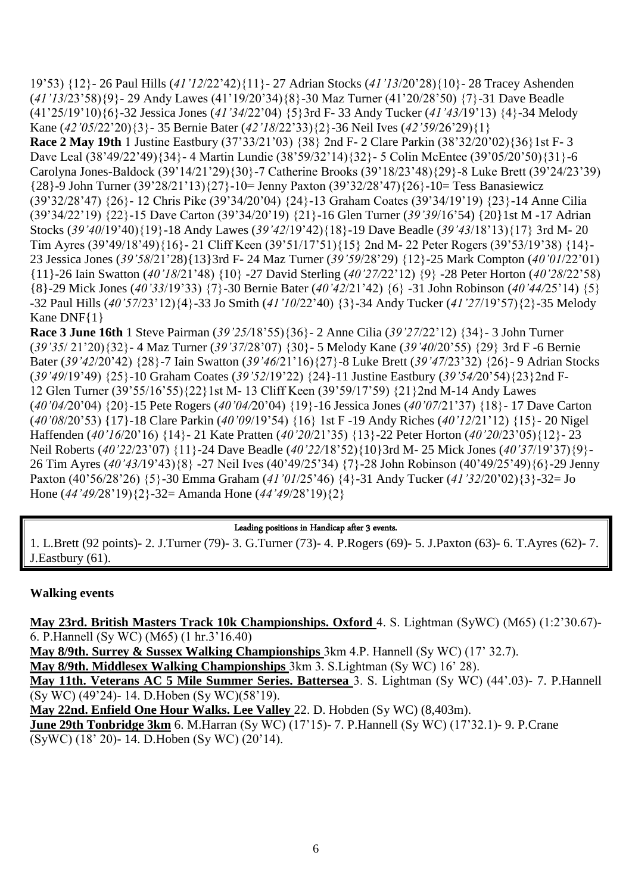19'53) {12}- 26 Paul Hills (*41'12*/22'42){11}- 27 Adrian Stocks (*41'13*/20'28){10}- 28 Tracey Ashenden (*41'13*/23'58){9}- 29 Andy Lawes (41'19/20'34){8}-30 Maz Turner (41'20/28'50) {7}-31 Dave Beadle (41'25/19'10){6}-32 Jessica Jones (*41'34*/22'04) {5}3rd F- 33 Andy Tucker (*41'43*/19'13) {4}-34 Melody Kane (*42'05*/22'20){3}- 35 Bernie Bater (*42'18*/22'33){2}-36 Neil Ives (*42'59*/26'29){1}

**Race 2 May 19th** 1 Justine Eastbury (37'33/21'03) {38} 2nd F- 2 Clare Parkin (38'32/20'02){36}1st F- 3 Dave Leal (38'49/22'49){34}- 4 Martin Lundie (38'59/32'14){32}- 5 Colin McEntee (39'05/20'50){31}-6 Carolyna Jones-Baldock (39'14/21'29){30}-7 Catherine Brooks (39'18/23'48){29}-8 Luke Brett (39'24/23'39){28}-9 John Turner (39'28/21'13){27}-10= Jenny Paxton (39'32/28'47){26}-10= Tess Banasiewicz (39'32/28'47) {26}- 12 Chris Pike (39'34/20'04) {24}-13 Graham Coates (39'34/19'19) {23}-14 Anne Cilia (39'34/22'19) {22}-15 Dave Carton (39'34/20'19) {21}-16 Glen Turner (*39'39*/16'54) {20}1st M -17 Adrian Stocks (*39'40*/19'40){19}-18 Andy Lawes (*39'42*/19'42){18}-19 Dave Beadle (*39'43*/18'13){17} 3rd M- 20 Tim Ayres (39'49/18'49){16}- 21 Cliff Keen (39'51/17'51){15} 2nd M- 22 Peter Rogers (39'53/19'38) {14}- 23 Jessica Jones (*39'58*/21'28){13}3rd F- 24 Maz Turner (*39'59*/28'29) {12}-25 Mark Compton (*40'01*/22'01) {11}-26 Iain Swatton (*40'18*/21'48) {10} -27 David Sterling (*40'27*/22'12) {9} -28 Peter Horton (*40'28*/22'58) {8}-29 Mick Jones (*40'33*/19'33) {7}-30 Bernie Bater (*40'42*/21'42) {6} -31 John Robinson (*40'44*/25'14) {5} -32 Paul Hills (*40'57*/23'12){4}-33 Jo Smith (*41'10*/22'40) {3}-34 Andy Tucker (*41'27*/19'57){2}-35 Melody Kane DNF{1}

**Race 3 June 16th** 1 Steve Pairman (*39'25*/18'55){36}- 2 Anne Cilia (*39'27*/22'12) {34}- 3 John Turner (*39'35*/ 21'20){32}- 4 Maz Turner (*39'37*/28'07) {30}- 5 Melody Kane (*39'40*/20'55) {29} 3rd F -6 Bernie Bater (*39'42*/20'42) {28}-7 Iain Swatton (*39'46*/21'16){27}-8 Luke Brett (*39'47*/23'32) {26}- 9 Adrian Stocks (*39'49*/19'49) {25}-10 Graham Coates (*39'52*/19'22) {24}-11 Justine Eastbury (*39'54*/20'54){23}2nd F- 12 Glen Turner (39'55/16'55){22}1st M- 13 Cliff Keen (39'59/17'59) {21}2nd M-14 Andy Lawes (*40'04*/20'04) {20}-15 Pete Rogers (*40'04*/20'04) {19}-16 Jessica Jones (*40'07*/21'37) {18}- 17 Dave Carton (*40'08*/20'53) {17}-18 Clare Parkin (*40'09*/19'54) {16} 1st F -19 Andy Riches (*40'12*/21'12) {15}- 20 Nigel Haffenden (*40'16*/20'16) {14}- 21 Kate Pratten (*40'20*/21'35) {13}-22 Peter Horton (*40'20*/23'05){12}- 23 Neil Roberts (*40'22*/23'07) {11}-24 Dave Beadle (*40'22*/18'52){10}3rd M- 25 Mick Jones (*40'37*/19'37){9}- 26 Tim Ayres (*40'43*/19'43){8} -27 Neil Ives (40'49/25'34) {7}-28 John Robinson (40'49/25'49){6}-29 Jenny Paxton (40'56/28'26) {5}-30 Emma Graham (*41'01*/25'46) {4}-31 Andy Tucker (*41'32*/20'02){3}-32= Jo Hone (*44'49*/28'19){2}-32= Amanda Hone (*44'49*/28'19){2}

**Leading positions in Handicap after 3 events.**

1. L.Brett (92 points)- 2. J.Turner (79)- 3. G.Turner (73)- 4. P.Rogers (69)- 5. J.Paxton (63)- 6. T.Ayres (62)- 7. J.Eastbury (61).

## Walking events

**May 23rd. British Masters Track 10k Championships. Oxford** 4. S. Lightman (SyWC) (M65) (1:2'30.67)- 6. P.Hannell (Sy WC) (M65) (1 hr.3'16.40)

**May 8/9th. Surrey & Sussex Walking Championships** 3km 4.P. Hannell (Sy WC) (17' 32.7).

**May 8/9th. Middlesex Walking Championships** 3km 3. S.Lightman (Sy WC) 16' 28).

**May 11th. Veterans AC 5 Mile Summer Series. Battersea** 3. S. Lightman (Sy WC) (44'.03)- 7. P.Hannell (Sy WC) (49'24)- 14. D.Hoben (Sy WC)(58'19).

**May 22nd. Enfield One Hour Walks. Lee Valley** 22. D. Hobden (Sy WC) (8,403m).

**June 29th Tonbridge 3km** 6. M.Harran (Sy WC) (17'15)- 7. P.Hannell (Sy WC) (17'32.1)- 9. P.Crane (SyWC) (18' 20)- 14. D.Hoben (Sy WC) (20'14).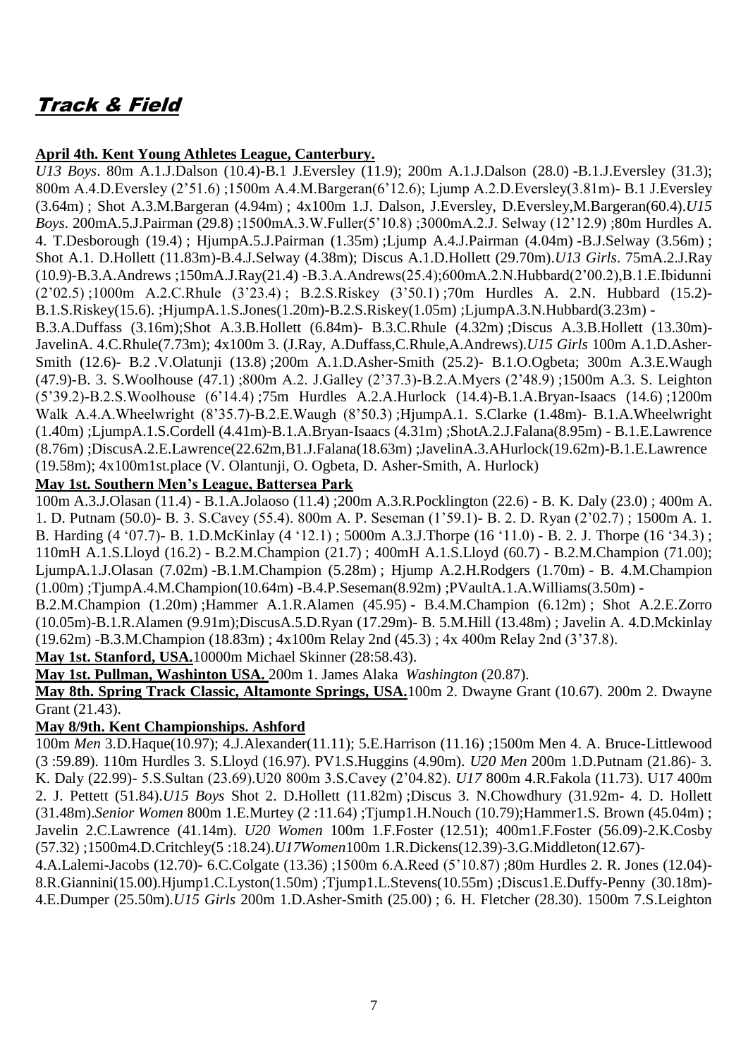# Track & Field

**April 4th. Kent Young Athletes League, Canterbury.**

*U13 Boys*. 80m A.1.J.Dalson (10.4)-B.1 J.Eversley (11.9); 200m A.1.J.Dalson (28.0) -B.1.J.Eversley (31.3); 800m A.4.D.Eversley (2'51.6) ;1500m A.4.M.Bargeran(6'12.6); Ljump A.2.D.Eversley(3.81m)- B.1 J.Eversley (3.64m) ; Shot A.3.M.Bargeran (4.94m) ; 4x100m 1.J. Dalson, J.Eversley, D.Eversley,M.Bargeran(60.4).*U15 Boys*. 200mA.5.J.Pairman (29.8) ;1500mA.3.W.Fuller(5'10.8) ;3000mA.2.J. Selway (12'12.9) ;80m Hurdles A. 4. T.Desborough (19.4) ; HjumpA.5.J.Pairman (1.35m) ;Ljump A.4.J.Pairman (4.04m) -B.J.Selway (3.56m) ; Shot A.1. D.Hollett (11.83m)-B.4.J.Selway (4.38m); Discus A.1.D.Hollett (29.70m).*U13 Girls*. 75mA.2.J.Ray (10.9)-B.3.A.Andrews ;150mA.J.Ray(21.4) -B.3.A.Andrews(25.4);600mA.2.N.Hubbard(2'00.2),B.1.E.Ibidunni (2'02.5) ;1000m A.2.C.Rhule (3'23.4) ; B.2.S.Riskey (3'50.1) ;70m Hurdles A. 2.N. Hubbard (15.2)- B.1.S.Riskey(15.6). ;HjumpA.1.S.Jones(1.20m)-B.2.S.Riskey(1.05m) ;LjumpA.3.N.Hubbard(3.23m) - B.3.A.Duffass (3.16m);Shot A.3.B.Hollett (6.84m)- B.3.C.Rhule (4.32m) ;Discus A.3.B.Hollett (13.30m)- JavelinA. 4.C.Rhule(7.73m); 4x100m 3. (J.Ray, A.Duffass,C.Rhule,A.Andrews).*U15 Girls* 100m A.1.D.Asher-Smith (12.6)- B.2 .V.Olatunji (13.8) ;200m A.1.D.Asher-Smith (25.2)- B.1.O.Ogbeta; 300m A.3.E.Waugh (47.9)-B. 3. S.Woolhouse (47.1) ;800m A.2. J.Galley (2'37.3)-B.2.A.Myers (2'48.9) ;1500m A.3. S. Leighton (5'39.2)-B.2.S.Woolhouse (6'14.4) ;75m Hurdles A.2.A.Hurlock (14.4)-B.1.A.Bryan-Isaacs (14.6) ;1200m Walk A.4.A.Wheelwright (8'35.7)-B.2.E.Waugh (8'50.3) ;HjumpA.1. S.Clarke (1.48m)- B.1.A.Wheelwright (1.40m) ;LjumpA.1.S.Cordell (4.41m)-B.1.A.Bryan-Isaacs (4.31m) ;ShotA.2.J.Falana(8.95m) - B.1.E.Lawrence (8.76m) ;DiscusA.2.E.Lawrence(22.62m,B1.J.Falana(18.63m) ;JavelinA.3.AHurlock(19.62m)-B.1.E.Lawrence (19.58m); 4x100m1st.place (V. Olantunji, O. Ogbeta, D. Asher-Smith, A. Hurlock)

**May 1st. Southern Men's League, Battersea Park**

100m A.3.J.Olasan (11.4) - B.1.A.Jolaoso (11.4) ;200m A.3.R.Pocklington (22.6) - B. K. Daly (23.0) ; 400m A. 1. D. Putnam (50.0)- B. 3. S.Cavey (55.4). 800m A. P. Seseman (1'59.1)- B. 2. D. Ryan (2'02.7) ; 1500m A. 1. B. Harding (4 '07.7)- B. 1.D.McKinlay (4 '12.1) ; 5000m A.3.J.Thorpe (16 '11.0) - B. 2. J. Thorpe (16 '34.3) ; 110mH A.1.S.Lloyd (16.2) - B.2.M.Champion (21.7) ; 400mH A.1.S.Lloyd (60.7) - B.2.M.Champion (71.00); LjumpA.1.J.Olasan (7.02m) -B.1.M.Champion (5.28m) ; Hjump A.2.H.Rodgers (1.70m) - B. 4.M.Champion (1.00m) ;TjumpA.4.M.Champion(10.64m) -B.4.P.Seseman(8.92m) ;PVaultA.1.A.Williams(3.50m) - B.2.M.Champion (1.20m) ;Hammer A.1.R.Alamen (45.95) - B.4.M.Champion (6.12m) ; Shot A.2.E.Zorro (10.05m)-B.1.R.Alamen (9.91m);DiscusA.5.D.Ryan (17.29m)- B. 5.M.Hill (13.48m) ; Javelin A. 4.D.Mckinlay (19.62m) -B.3.M.Champion (18.83m) ; 4x100m Relay 2nd (45.3) ; 4x 400m Relay 2nd (3'37.8).

**May 1st. Stanford, USA.** 10000m Michael Skinner (28:58.43).

**May 1st. Pullman, Washinton USA.** 200m 1. James Alaka *Washington* (20.87).

**May 8th. Spring Track Classic, Altamonte Springs, USA.** 100m 2. Dwayne Grant (10.67). 200m 2. Dwayne Grant (21.43).

**May 8/9th. Kent Championships. Ashford**

100m *Men* 3.D.Haque(10.97); 4.J.Alexander(11.11); 5.E.Harrison (11.16) ;1500m Men 4. A. Bruce-Littlewood (3 :59.89). 110m Hurdles 3. S.Lloyd (16.97). PV1.S.Huggins (4.90m). *U20 Men* 200m 1.D.Putnam (21.86)- 3. K. Daly (22.99)- 5.S.Sultan (23.69).U20 800m 3.S.Cavey (2'04.82). *U17* 800m 4.R.Fakola (11.73). U17 400m 2. J. Pettett (51.84).*U15 Boys* Shot 2. D.Hollett (11.82m) ;Discus 3. N.Chowdhury (31.92m- 4. D. Hollett (31.48m).*Senior Women* 800m 1.E.Murtey (2 :11.64) ;Tjump1.H.Nouch (10.79);Hammer1.S. Brown (45.04m) ; Javelin 2.C.Lawrence (41.14m). *U20 Women* 100m 1.F.Foster (12.51); 400m1.F.Foster (56.09)-2.K.Cosby (57.32) ;1500m4.D.Critchley(5 :18.24).*U17Women*100m 1.R.Dickens(12.39)-3.G.Middleton(12.67)- 4.A.Lalemi-Jacobs (12.70)- 6.C.Colgate (13.36) ;1500m 6.A.Reed (5'10.87) ;80m Hurdles 2. R. Jones (12.04)- 8.R.Giannini(15.00).Hjump1.C.Lyston(1.50m) ;Tjump1.L.Stevens(10.55m) ;Discus1.E.Duffy-Penny (30.18m)- 4.E.Dumper (25.50m).*U15 Girls* 200m 1.D.Asher-Smith (25.00) ; 6. H. Fletcher (28.30). 1500m 7.S.Leighton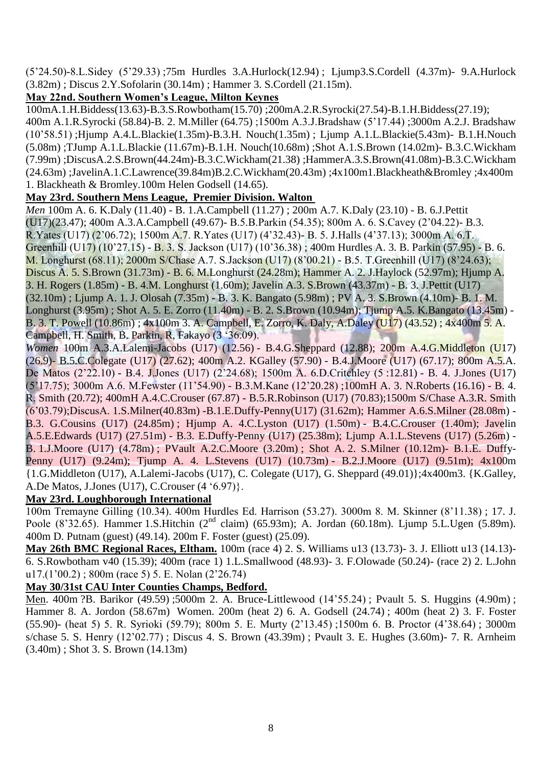(5'24.50)-8.L.Sidey (5'29.33) ;75m Hurdles 3.A.Hurlock(12.94) ; Ljump3.S.Cordell (4.37m)- 9.A.Hurlock (3.82m) ; Discus 2.Y.Sofolarin (30.14m) ; Hammer 3. S.Cordell (21.15m).

**May 22nd. Southern Women's League, Milton Keynes**

100mA.1.H.Biddess(13.63)-B.3.S.Rowbotham(15.70) ;200mA.2.R.Syrocki(27.54)-B.1.H.Biddess(27.19); 400m A.1.R.Syrocki (58.84)-B. 2. M.Miller (64.75) ;1500m A.3.J.Bradshaw (5'17.44) ;3000m A.2.J. Bradshaw (10'58.51) ;Hjump A.4.L.Blackie(1.35m)-B.3.H. Nouch(1.35m) ; Ljump A.1.L.Blackie(5.43m)- B.1.H.Nouch (5.08m) ;TJump A.1.L.Blackie (11.67m)-B.1.H. Nouch(10.68m) ;Shot A.1.S.Brown (14.02m)- B.3.C.Wickham (7.99m) ;DiscusA.2.S.Brown(44.24m)-B.3.C.Wickham(21.38) ;HammerA.3.S.Brown(41.08m)-B.3.C.Wickham (24.63m) ;JavelinA.1.C.Lawrence(39.84m)B.2.C.Wickham(20.43m) ;4x100m1.Blackheath&Bromley ;4x400m 1. Blackheath & Bromley.100m Helen Godsell (14.65).

**May 23rd. Southern Mens League, Premier Division. Walton**

*Men* 100m A. 6. K.Daly (11.40) - B. 1.A.Campbell (11.27) ; 200m A.7. K.Daly (23.10) - B. 6.J.Pettit (U17)(23.47); 400m A.3.A.Campbell (49.67)- B.5.B.Parkin (54.35); 800m A. 6. S.Cavey (2'04.22)- B.3. R.Yates (U17) (2'06.72); 1500m A.7. R.Yates (U17) (4'32.43)- B. 5. J.Halls (4'37.13); 3000m A. 6.T. Greenhill (U17) (10'27.15) - B. 3. S. Jackson (U17) (10'36.38) ; 400m Hurdles A. 3. B. Parkin (57.95) - B. 6. M. Longhurst (68.11); 2000m S/Chase A.7. S.Jackson (U17) (8'00.21) - B.5. T.Greenhill (U17) (8'24.63); Discus A. 5. S.Brown (31.73m) - B. 6. M.Longhurst (24.28m); Hammer A. 2. J.Haylock (52.97m); Hjump A. 3. H. Rogers (1.85m) - B. 4.M. Longhurst (1.60m); Javelin A.3. S.Brown (43.37m) - B. 3. J.Pettit (U17) (32.10m) ; Ljump A. 1. J. Olosah (7.35m) - B. 3. K. Bangato (5.98m) ; PV A. 3. S.Brown (4.10m)- B. 1. M. Longhurst (3.95m) ; Shot A. 5. E. Zorro (11.40m) - B. 2. S.Brown (10.94m); Tjump A.5. K.Bangato (13.45m) - B. 3. T. Powell (10.86m) ; 4x100m 3. A. Campbell, E. Zorro, K. Daly, A.Daley (U17) (43.52) ; 4x400m 5. A. Campbell, H. Smith, B. Parkin, R, Fakayo (3 '36.09).

*Women* 100m A.3.A.Lalemi-Jacobs (U17) (12.56) - B.4.G.Sheppard (12.88); 200m A.4.G.Middleton (U17) (26.9)- B.5.C.Colegate (U17) (27.62); 400m A.2. KGalley (57.90) - B.4.J.Moore (U17) (67.17); 800m A.5.A. De Matos (2'22.10) - B.4. J.Jones (U17) (2'24.68); 1500m A. 6.D.Critchley (5 :12.81) - B. 4. J.Jones (U17) (5'17.75); 3000m A.6. M.Fewster (11'54.90) - B.3.M.Kane (12'20.28) ;100mH A. 3. N.Roberts (16.16) - B. 4. R. Smith (20.72); 400mH A.4.C.Crouser (67.87) - B.5.R.Robinson (U17) (70.83);1500m S/Chase A.3.R. Smith (6'03.79);DiscusA. 1.S.Milner(40.83m) -B.1.E.Duffy-Penny(U17) (31.62m); Hammer A.6.S.Milner (28.08m) - B.3. G.Cousins (U17) (24.85m) ; Hjump A. 4.C.Lyston (U17) (1.50m) - B.4.C.Crouser (1.40m); Javelin A.5.E.Edwards (U17) (27.51m) - B.3. E.Duffy-Penny (U17) (25.38m); Ljump A.1.L.Stevens (U17) (5.26m) - B. 1.J.Moore (U17) (4.78m) ; PVault A.2.C.Moore (3.20m) ; Shot A. 2. S.Milner (10.12m)- B.1.E. Duffy-Penny (U17) (9.24m); Tjump A. 4. L.Stevens (U17) (10.73m) - B.2.J.Moore (U17) (9.51m); 4x100m {1.G.Middleton (U17), A.Lalemi-Jacobs (U17), C. Colegate (U17), G. Sheppard (49.01)};4x400m3. {K.Galley, A.De Matos, J.Jones (U17), C.Crouser (4 '6.97)}.

**May 23rd. Loughborough International**

100m Tremayne Gilling (10.34). 400m Hurdles Ed. Harrison (53.27). 3000m 8. M. Skinner (8'11.38) ; 17. J. Poole (8'32.65). Hammer 1.S.Hitchin (2nd claim) (65.93m); A. Jordan (60.18m). Ljump 5.L.Ugen (5.89m). 400m D. Putnam (guest) (49.14). 200m F. Foster (guest) (25.09).

**May 26th BMC Regional Races, Eltham.** 100m (race 4) 2. S. Williams u13 (13.73)- 3. J. Elliott u13 (14.13)- 6. S.Rowbotham v40 (15.39); 400m (race 1) 1.L.Smallwood (48.93)- 3. F.Olowade (50.24)- (race 2) 2. L.John u17.(1'00.2) ; 800m (race 5) 5. E. Nolan (2'26.74)

**May 30/31st CAU Inter Counties Champs, Bedford.**

Men. 400m ?B. Barikor (49.59) ;5000m 2. A. Bruce-Littlewood (14'55.24) ; Pvault 5. S. Huggins (4.90m) ; Hammer 8. A. Jordon (58.67m) Women. 200m (heat 2) 6. A. Godsell (24.74) ; 400m (heat 2) 3. F. Foster (55.90)- (heat 5) 5. R. Syrioki (59.79); 800m 5. E. Murty (2'13.45) ;1500m 6. B. Proctor (4'38.64) ; 3000m s/chase 5. S. Henry (12'02.77) ; Discus 4. S. Brown (43.39m) ; Pvault 3. E. Hughes (3.60m)- 7. R. Arnheim (3.40m) ; Shot 3. S. Brown (14.13m)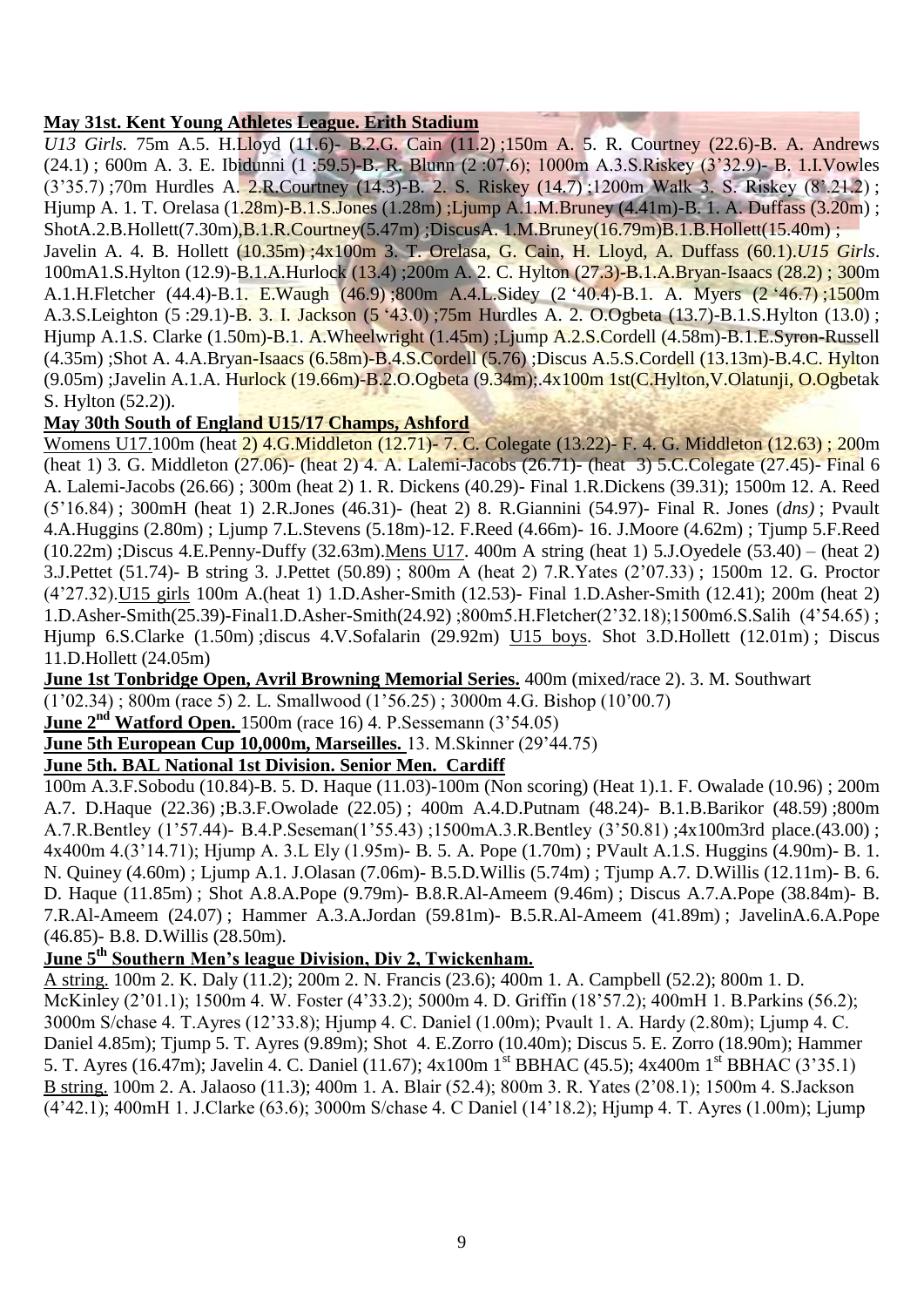**May 31st. Kent Young Athletes League. Erith Stadium**

*U13 Girls*. 75m A.5. H.Lloyd (11.6)- B.2.G. Cain (11.2) ;150m A. 5. R. Courtney (22.6)-B. A. Andrews (24.1) ; 600m A. 3. E. Ibidunni (1 :59.5)-B. R. Blunn (2 :07.6); 1000m A.3.S.Riskey (3'32.9)- B. 1.I.Vowles (3'35.7) ;70m Hurdles A. 2.R.Courtney (14.3)-B. 2. S. Riskey (14.7) ;1200m Walk 3. S. Riskey (8'.21.2) ; Hjump A. 1. T. Orelasa (1.28m)-B.1.S.Jones (1.28m) ;Ljump A.1.M.Bruney (4.41m)-B. 1. A. Duffass (3.20m) ; ShotA.2.B.Hollett(7.30m),B.1.R.Courtney(5.47m) ;DiscusA. 1.M.Bruney(16.79m)B.1.B.Hollett(15.40m) ; Javelin A. 4. B. Hollett (10.35m) ;4x100m 3. T. Orelasa, G. Cain, H. Lloyd, A. Duffass (60.1).*U15 Girls*. 100mA1.S.Hylton (12.9)-B.1.A.Hurlock (13.4) ;200m A. 2. C. Hylton (27.3)-B.1.A.Bryan-Isaacs (28.2) ; 300m A.1.H.Fletcher (44.4)-B.1. E.Waugh (46.9) ;800m A.4.L.Sidey (2 '40.4)-B.1. A. Myers (2 '46.7) ;1500m A.3.S.Leighton (5 :29.1)-B. 3. I. Jackson (5 '43.0) ;75m Hurdles A. 2. O.Ogbeta (13.7)-B.1.S.Hylton (13.0) ; Hjump A.1.S. Clarke (1.50m)-B.1. A.Wheelwright (1.45m) ;Ljump A.2.S.Cordell (4.58m)-B.1.E.Syron-Russell (4.35m) ;Shot A. 4.A.Bryan-Isaacs (6.58m)-B.4.S.Cordell (5.76) ;Discus A.5.S.Cordell (13.13m)-B.4.C. Hylton (9.05m) ;Javelin A.1.A. Hurlock (19.66m)-B.2.O.Ogbeta (9.34m);.4x100m 1st(C.Hylton,V.Olatunji, O.Ogbetak S. Hylton (52.2)).

**May 30th South of England U15/17 Champs, Ashford**

Womens U17.100m (heat 2) 4.G.Middleton (12.71)- 7. C. Colegate (13.22)- F. 4. G. Middleton (12.63) ; 200m (heat 1) 3. G. Middleton (27.06)- (heat 2) 4. A. Lalemi-Jacobs (26.71)- (heat 3) 5.C.Colegate (27.45)- Final 6 A. Lalemi-Jacobs (26.66) ; 300m (heat 2) 1. R. Dickens (40.29)- Final 1.R.Dickens (39.31); 1500m 12. A. Reed (5'16.84) ; 300mH (heat 1) 2.R.Jones (46.31)- (heat 2) 8. R.Giannini (54.97)- Final R. Jones (*dns)* ; Pvault 4.A.Huggins (2.80m) ; Ljump 7.L.Stevens (5.18m)-12. F.Reed (4.66m)- 16. J.Moore (4.62m) ; Tjump 5.F.Reed (10.22m) ;Discus 4.E.Penny-Duffy (32.63m).Mens U17. 400m A string (heat 1) 5.J.Oyedele (53.40) – (heat 2) 3.J.Pettet (51.74)- B string 3. J.Pettet (50.89) ; 800m A (heat 2) 7.R.Yates (2'07.33) ; 1500m 12. G. Proctor (4'27.32).U15 girls 100m A.(heat 1) 1.D.Asher-Smith (12.53)- Final 1.D.Asher-Smith (12.41); 200m (heat 2) 1.D.Asher-Smith(25.39)-Final1.D.Asher-Smith(24.92) ;800m5.H.Fletcher(2'32.18);1500m6.S.Salih (4'54.65) ; Hjump 6.S.Clarke (1.50m) ;discus 4.V.Sofalarin (29.92m) U15 boys. Shot 3.D.Hollett (12.01m) ; Discus 11.D.Hollett (24.05m)

**June 1st Tonbridge Open, Avril Browning Memorial Series.** 400m (mixed/race 2). 3. M. Southwart (1'02.34) ; 800m (race 5) 2. L. Smallwood (1'56.25) ; 3000m 4.G. Bishop (10'00.7)

**June 2nd Watford Open.** 1500m (race 16) 4. P.Sessemann (3'54.05)

**June 5th European Cup 10,000m, Marseilles.** 13. M.Skinner (29'44.75)

**June 5th. BAL National 1st Division. Senior Men. Cardiff**

100m A.3.F.Sobodu (10.84)-B. 5. D. Haque (11.03)-100m (Non scoring) (Heat 1).1. F. Owalade (10.96) ; 200m A.7. D.Haque (22.36) ;B.3.F.Owolade (22.05) ; 400m A.4.D.Putnam (48.24)- B.1.B.Barikor (48.59) ;800m A.7.R.Bentley (1'57.44)- B.4.P.Seseman(1'55.43) ;1500mA.3.R.Bentley (3'50.81) ;4x100m3rd place.(43.00) ; 4x400m 4.(3'14.71); Hjump A. 3.L Ely (1.95m)- B. 5. A. Pope (1.70m) ; PVault A.1.S. Huggins (4.90m)- B. 1. N. Quiney (4.60m) ; Ljump A.1. J.Olasan (7.06m)- B.5.D.Willis (5.74m) ; Tjump A.7. D.Willis (12.11m)- B. 6. D. Haque (11.85m) ; Shot A.8.A.Pope (9.79m)- B.8.R.Al-Ameem (9.46m) ; Discus A.7.A.Pope (38.84m)- B. 7.R.Al-Ameem (24.07) ; Hammer A.3.A.Jordan (59.81m)- B.5.R.Al-Ameem (41.89m) ; JavelinA.6.A.Pope (46.85)- B.8. D.Willis (28.50m).

**June 5th Southern Men's league Division, Div 2, Twickenham.**

A string. 100m 2. K. Daly (11.2); 200m 2. N. Francis (23.6); 400m 1. A. Campbell (52.2); 800m 1. D. McKinley (2'01.1); 1500m 4. W. Foster (4'33.2); 5000m 4. D. Griffin (18'57.2); 400mH 1. B.Parkins (56.2); 3000m S/chase 4. T.Ayres (12'33.8); Hjump 4. C. Daniel (1.00m); Pvault 1. A. Hardy (2.80m); Ljump 4. C. Daniel 4.85m); Tjump 5. T. Ayres (9.89m); Shot 4. E.Zorro (10.40m); Discus 5. E. Zorro (18.90m); Hammer 5. T. Ayres (16.47m); Javelin 4. C. Daniel (11.67); 4x100m 1st BBHAC (45.5); 4x400m 1st BBHAC (3'35.1)

B string. 100m 2. A. Jalaoso (11.3); 400m 1. A. Blair (52.4); 800m 3. R. Yates (2'08.1); 1500m 4. S.Jackson (4'42.1); 400mH 1. J.Clarke (63.6); 3000m S/chase 4. C Daniel (14'18.2); Hjump 4. T. Ayres (1.00m); Ljump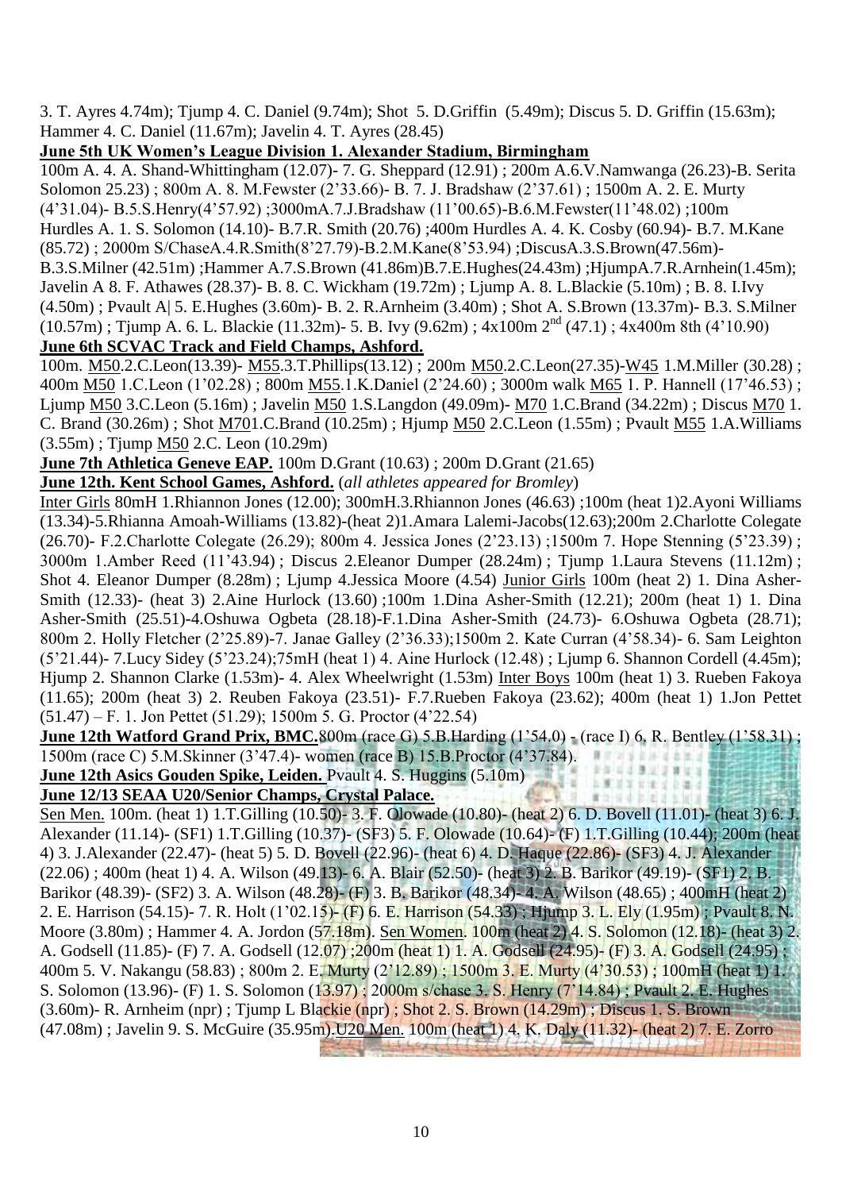3. T. Ayres 4.74m); Tjump 4. C. Daniel (9.74m); Shot 5. D.Griffin (5.49m); Discus 5. D. Griffin (15.63m); Hammer 4. C. Daniel (11.67m); Javelin 4. T. Ayres (28.45)

**June 5th UK Women's League Division 1. Alexander Stadium, Birmingham**

100m A. 4. A. Shand-Whittingham (12.07)- 7. G. Sheppard (12.91) ; 200m A.6.V.Namwanga (26.23)-B. Serita Solomon 25.23) ; 800m A. 8. M.Fewster (2'33.66)- B. 7. J. Bradshaw (2'37.61) ; 1500m A. 2. E. Murty (4'31.04)- B.5.S.Henry(4'57.92) ;3000mA.7.J.Bradshaw (11'00.65)-B.6.M.Fewster(11'48.02) ;100m Hurdles A. 1. S. Solomon (14.10)- B.7.R. Smith (20.76) ;400m Hurdles A. 4. K. Cosby (60.94)- B.7. M.Kane (85.72) ; 2000m S/ChaseA.4.R.Smith(8'27.79)-B.2.M.Kane(8'53.94) ;DiscusA.3.S.Brown(47.56m)-B.3.S.Milner (42.51m) ;Hammer A.7.S.Brown (41.86m)B.7.E.Hughes(24.43m) ;HjumpA.7.R.Arnhein(1.45m); Javelin A 8. F. Athawes (28.37)- B. 8. C. Wickham (19.72m) ; Ljump A. 8. L.Blackie (5.10m) ; B. 8. I.Ivy (4.50m) ; Pvault A| 5. E.Hughes (3.60m)- B. 2. R.Arnheim (3.40m) ; Shot A. S.Brown (13.37m)- B.3. S.Milner (10.57m) ; Tjump A. 6. L. Blackie (11.32m)- 5. B. Ivy (9.62m) ; 4x100m 2nd (47.1) ; 4x400m 8th (4'10.90)

**June 6th SCVAC Track and Field Champs, Ashford.**

100m. M50.2.C.Leon(13.39)- M55.3.T.Phillips(13.12) ; 200m M50.2.C.Leon(27.35)-W45 1.M.Miller (30.28) ; 400m M50 1.C.Leon (1'02.28) ; 800m M55.1.K.Daniel (2'24.60) ; 3000m walk M65 1. P. Hannell (17'46.53) ; Ljump M50 3.C.Leon (5.16m) ; Javelin M50 1.S.Langdon (49.09m)- M70 1.C.Brand (34.22m) ; Discus M70 1. C. Brand (30.26m) ; Shot M701.C.Brand (10.25m) ; Hjump M50 2.C.Leon (1.55m) ; Pvault M55 1.A.Williams (3.55m) ; Tjump M50 2.C. Leon (10.29m)

**June 7th Athletica Geneve EAP.** 100m D.Grant (10.63) ; 200m D.Grant (21.65)

**June 12th. Kent School Games, Ashford.** (*all athletes appeared for Bromley*)

Inter Girls 80mH 1.Rhiannon Jones (12.00); 300mH.3.Rhiannon Jones (46.63) ;100m (heat 1)2.Ayoni Williams (13.34)-5.Rhianna Amoah-Williams (13.82)-(heat 2)1.Amara Lalemi-Jacobs(12.63);200m 2.Charlotte Colegate (26.70)- F.2.Charlotte Colegate (26.29); 800m 4. Jessica Jones (2'23.13) ;1500m 7. Hope Stenning (5'23.39) ; 3000m 1.Amber Reed (11'43.94) ; Discus 2.Eleanor Dumper (28.24m) ; Tjump 1.Laura Stevens (11.12m) ; Shot 4. Eleanor Dumper (8.28m) ; Ljump 4.Jessica Moore (4.54) Junior Girls 100m (heat 2) 1. Dina Asher-Smith (12.33)- (heat 3) 2.Aine Hurlock (13.60) ;100m 1.Dina Asher-Smith (12.21); 200m (heat 1) 1. Dina Asher-Smith (25.51)-4.Oshuwa Ogbeta (28.18)-F.1.Dina Asher-Smith (24.73)- 6.Oshuwa Ogbeta (28.71); 800m 2. Holly Fletcher (2'25.89)-7. Janae Galley (2'36.33);1500m 2. Kate Curran (4'58.34)- 6. Sam Leighton (5'21.44)- 7.Lucy Sidey (5'23.24);75mH (heat 1) 4. Aine Hurlock (12.48) ; Ljump 6. Shannon Cordell (4.45m); Hjump 2. Shannon Clarke (1.53m)- 4. Alex Wheelwright (1.53m) Inter Boys 100m (heat 1) 3. Rueben Fakoya (11.65); 200m (heat 3) 2. Reuben Fakoya (23.51)- F.7.Rueben Fakoya (23.62); 400m (heat 1) 1.Jon Pettet (51.47) – F. 1. Jon Pettet (51.29); 1500m 5. G. Proctor (4'22.54)

**June 12th Watford Grand Prix, BMC.** 800m (race G) 5.B.Harding (1'54.0) - (race I) 6. R. Bentley (1'58.31) ; 1500m (race C) 5.M.Skinner (3'47.4)- women (race B) 15.B.Proctor (4'37.84).

**June 12th Asics Gouden Spike, Leiden.** Pvault 4. S. Huggins (5.10m)

**June 12/13 SEAA U20/Senior Champs, Crystal Palace.**

Sen Men. 100m. (heat 1) 1.T.Gilling (10.50)- 3. F. Olowade (10.80)- (heat 2) 6. D. Bovell (11.01)- (heat 3) 6. J. Alexander (11.14)- (SF1) 1.T.Gilling (10.37)- (SF3) 5. F. Olowade (10.64)- (F) 1.T.Gilling (10.44); 200m (heat 4) 3. J.Alexander (22.47)- (heat 5) 5. D. Bovell (22.96)- (heat 6) 4. D. Haque (22.86)- (SF3) 4. J. Alexander (22.06) ; 400m (heat 1) 4. A. Wilson (49.13)- 6. A. Blair (52.50)- (heat 3) 2. B. Barikor (49.19)- (SF1) 2. B. Barikor (48.39)- (SF2) 3. A. Wilson (48.28)- (F) 3. B. Barikor (48.34)- 4. A. Wilson (48.65) ; 400mH (heat 2) 2. E. Harrison (54.15)- 7. R. Holt (1'02.15)- (F) 6. E. Harrison (54.33) ; Hjump 3. L. Ely (1.95m) ; Pvault 8. N. Moore (3.80m) ; Hammer 4. A. Jordon (57.18m). Sen Women. 100m (heat 2) 4. S. Solomon (12.18)- (heat 3) 2. A. Godsell (11.85)- (F) 7. A. Godsell (12.07) ;200m (heat 1) 1. A. Godsell (24.95)- (F) 3. A. Godsell (24.95) ; 400m 5. V. Nakangu (58.83) ; 800m 2. E. Murty (2'12.89) ; 1500m 3. E. Murty (4'30.53) ; 100mH (heat 1) 1. S. Solomon (13.96)- (F) 1. S. Solomon (13.97) ; 2000m s/chase 3. S. Henry (7'14.84) ; Pvault 2. E. Hughes (3.60m)- R. Arnheim (npr) ; Tjump L Blackie (npr) ; Shot 2. S. Brown (14.29m) ; Discus 1. S. Brown (47.08m) ; Javelin 9. S. McGuire (35.95m).U20 Men. 100m (heat 1) 4. K. Daly (11.32)- (heat 2) 7. E. Zorro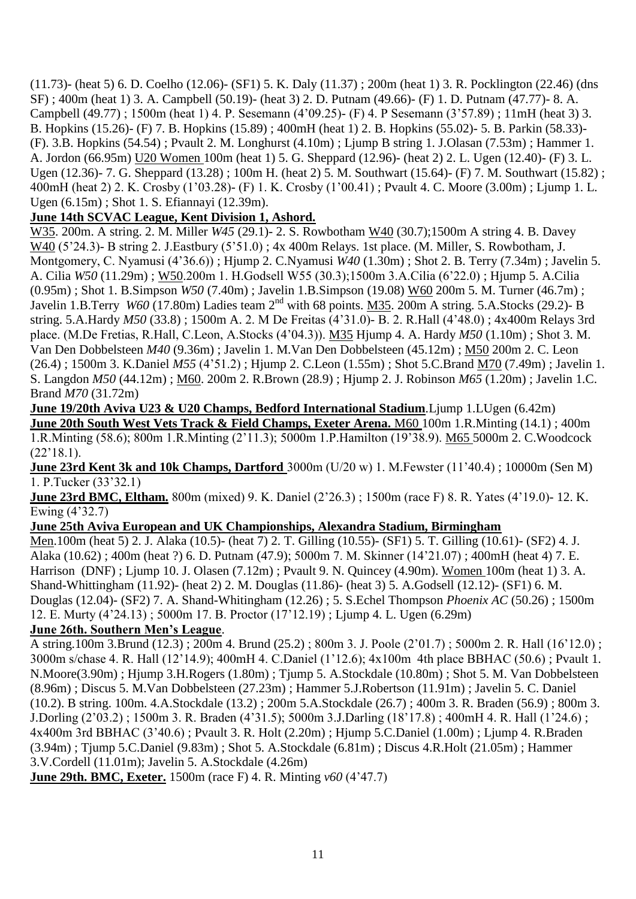(11.73)- (heat 5) 6. D. Coelho (12.06)- (SF1) 5. K. Daly (11.37) ; 200m (heat 1) 3. R. Pocklington (22.46) (dns SF) ; 400m (heat 1) 3. A. Campbell (50.19)- (heat 3) 2. D. Putnam (49.66)- (F) 1. D. Putnam (47.77)- 8. A. Campbell (49.77) ; 1500m (heat 1) 4. P. Sesemann (4'09.25)- (F) 4. P Sesemann (3'57.89) ; 11mH (heat 3) 3. B. Hopkins (15.26)- (F) 7. B. Hopkins (15.89) ; 400mH (heat 1) 2. B. Hopkins (55.02)- 5. B. Parkin (58.33)- (F). 3.B. Hopkins (54.54) ; Pvault 2. M. Longhurst (4.10m) ; Ljump B string 1. J.Olasan (7.53m) ; Hammer 1. A. Jordon (66.95m) U20 Women 100m (heat 1) 5. G. Sheppard (12.96)- (heat 2) 2. L. Ugen (12.40)- (F) 3. L. Ugen (12.36)- 7. G. Sheppard (13.28) ; 100m H. (heat 2) 5. M. Southwart (15.64)- (F) 7. M. Southwart (15.82) ; 400mH (heat 2) 2. K. Crosby (1'03.28)- (F) 1. K. Crosby (1'00.41) ; Pvault 4. C. Moore (3.00m) ; Ljump 1. L. Ugen (6.15m) ; Shot 1. S. Efiannayi (12.39m).

**June 14th SCVAC League, Kent Division 1, Ashord.**

W35. 200m. A string. 2. M. Miller *W45* (29.1)- 2. S. Rowbotham W40 (30.7);1500m A string 4. B. Davey W40 (5'24.3)- B string 2. J.Eastbury (5'51.0) ; 4x 400m Relays. 1st place. (M. Miller, S. Rowbotham, J. Montgomery, C. Nyamusi (4'36.6)) ; Hjump 2. C.Nyamusi *W40* (1.30m) ; Shot 2. B. Terry (7.34m) ; Javelin 5. A. Cilia *W50* (11.29m) ; W50.200m 1. H.Godsell W55 (30.3);1500m 3.A.Cilia (6'22.0) ; Hjump 5. A.Cilia (0.95m) ; Shot 1. B.Simpson *W50* (7.40m) ; Javelin 1.B.Simpson (19.08) W60 200m 5. M. Turner (46.7m) ; Javelin 1.B.Terry *W60* (17.80m) Ladies team 2nd with 68 points. M35. 200m A string. 5.A.Stocks (29.2)- B string. 5.A.Hardy *M50* (33.8) ; 1500m A. 2. M De Freitas (4'31.0)- B. 2. R.Hall (4'48.0) ; 4x400m Relays 3rd place. (M.De Fretias, R.Hall, C.Leon, A.Stocks (4'04.3)). M35 Hjump 4. A. Hardy *M50* (1.10m) ; Shot 3. M. Van Den Dobbelsteen *M40* (9.36m) ; Javelin 1. M.Van Den Dobbelsteen (45.12m) ; M50 200m 2. C. Leon (26.4) ; 1500m 3. K.Daniel *M55* (4'51.2) ; Hjump 2. C.Leon (1.55m) ; Shot 5.C.Brand M70 (7.49m) ; Javelin 1. S. Langdon *M50* (44.12m) ; M60. 200m 2. R.Brown (28.9) ; Hjump 2. J. Robinson *M65* (1.20m) ; Javelin 1.C. Brand *M70* (31.72m)

**June 19/20th Aviva U23 & U20 Champs, Bedford International Stadium**.Ljump 1.LUgen (6.42m)

**June 20th South West Vets Track & Field Champs, Exeter Arena.** M60 100m 1.R.Minting (14.1) ; 400m 1.R.Minting (58.6); 800m 1.R.Minting (2'11.3); 5000m 1.P.Hamilton (19'38.9). M65 5000m 2. C.Woodcock (22'18.1).

**June 23rd Kent 3k and 10k Champs, Dartford** 3000m (U/20 w) 1. M.Fewster (11'40.4) ; 10000m (Sen M) 1. P.Tucker (33'32.1)

**June 23rd BMC, Eltham.** 800m (mixed) 9. K. Daniel (2'26.3) ; 1500m (race F) 8. R. Yates (4'19.0)- 12. K. Ewing (4'32.7)

**June 25th Aviva European and UK Championships, Alexandra Stadium, Birmingham**

Men.100m (heat 5) 2. J. Alaka (10.5)- (heat 7) 2. T. Gilling (10.55)- (SF1) 5. T. Gilling (10.61)- (SF2) 4. J. Alaka (10.62) ; 400m (heat ?) 6. D. Putnam (47.9); 5000m 7. M. Skinner (14'21.07) ; 400mH (heat 4) 7. E. Harrison (DNF) ; Ljump 10. J. Olasen (7.12m) ; Pvault 9. N. Quincey (4.90m). Women 100m (heat 1) 3. A. Shand-Whittingham (11.92)- (heat 2) 2. M. Douglas (11.86)- (heat 3) 5. A.Godsell (12.12)- (SF1) 6. M. Douglas (12.04)- (SF2) 7. A. Shand-Whitingham (12.26) ; 5. S.Echel Thompson *Phoenix AC* (50.26) ; 1500m 12. E. Murty (4'24.13) ; 5000m 17. B. Proctor (17'12.19) ; Ljump 4. L. Ugen (6.29m)

**June 26th. Southern Men's League**.

A string.100m 3.Brund (12.3) ; 200m 4. Brund (25.2) ; 800m 3. J. Poole (2'01.7) ; 5000m 2. R. Hall (16'12.0) ; 3000m s/chase 4. R. Hall (12'14.9); 400mH 4. C.Daniel (1'12.6); 4x100m 4th place BBHAC (50.6) ; Pvault 1. N.Moore(3.90m) ; Hjump 3.H.Rogers (1.80m) ; Tjump 5. A.Stockdale (10.80m) ; Shot 5. M. Van Dobbelsteen (8.96m) ; Discus 5. M.Van Dobbelsteen (27.23m) ; Hammer 5.J.Robertson (11.91m) ; Javelin 5. C. Daniel (10.2). B string. 100m. 4.A.Stockdale (13.2) ; 200m 5.A.Stockdale (26.7) ; 400m 3. R. Braden (56.9) ; 800m 3. J.Dorling (2'03.2) ; 1500m 3. R. Braden (4'31.5); 5000m 3.J.Darling (18'17.8) ; 400mH 4. R. Hall (1'24.6) ; 4x400m 3rd BBHAC (3'40.6) ; Pvault 3. R. Holt (2.20m) ; Hjump 5.C.Daniel (1.00m) ; Ljump 4. R.Braden (3.94m) ; Tjump 5.C.Daniel (9.83m) ; Shot 5. A.Stockdale (6.81m) ; Discus 4.R.Holt (21.05m) ; Hammer 3.V.Cordell (11.01m); Javelin 5. A.Stockdale (4.26m)

**June 29th. BMC, Exeter.** 1500m (race F) 4. R. Minting *v60* (4'47.7)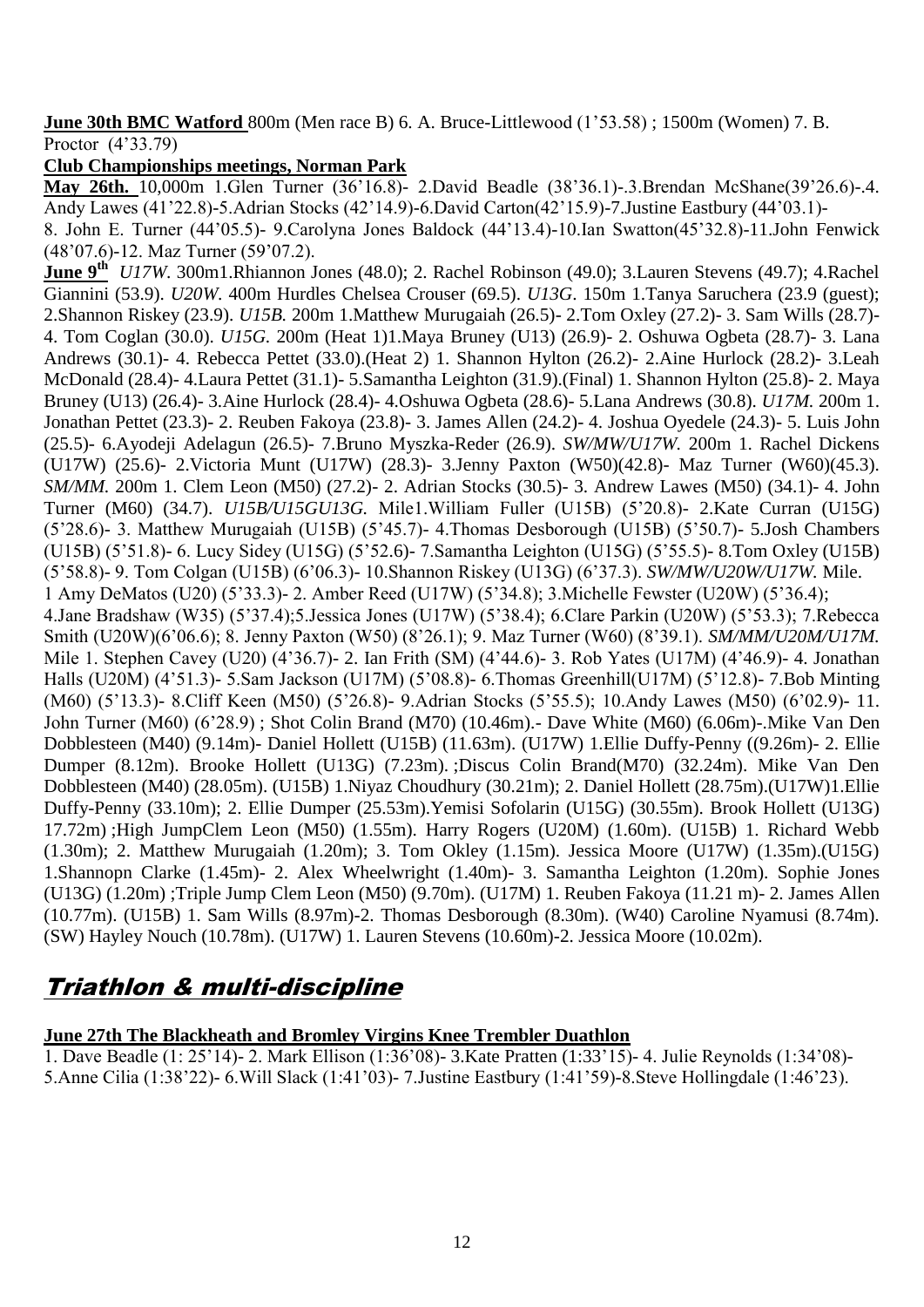**June 30th BMC Watford** 800m (Men race B) 6. A. Bruce-Littlewood (1'53.58) ; 1500m (Women) 7. B. Proctor (4'33.79)

**Club Championships meetings, Norman Park**

**May 26th.** 10,000m 1.Glen Turner (36'16.8)- 2.David Beadle (38'36.1)-.3.Brendan McShane(39'26.6)-.4. Andy Lawes (41'22.8)-5.Adrian Stocks (42'14.9)-6.David Carton(42'15.9)-7.Justine Eastbury (44'03.1)- 8. John E. Turner (44'05.5)- 9.Carolyna Jones Baldock (44'13.4)-10.Ian Swatton(45'32.8)-11.John Fenwick (48'07.6)-12. Maz Turner (59'07.2).

**June 9th** *U17W*. 300m1.Rhiannon Jones (48.0); 2. Rachel Robinson (49.0); 3.Lauren Stevens (49.7); 4.Rachel Giannini (53.9). *U20W*. 400m Hurdles Chelsea Crouser (69.5). *U13G*. 150m 1.Tanya Saruchera (23.9 (guest); 2.Shannon Riskey (23.9). *U15B.* 200m 1.Matthew Murugaiah (26.5)- 2.Tom Oxley (27.2)- 3. Sam Wills (28.7)- 4. Tom Coglan (30.0). *U15G*. 200m (Heat 1)1.Maya Bruney (U13) (26.9)- 2. Oshuwa Ogbeta (28.7)- 3. Lana Andrews (30.1)- 4. Rebecca Pettet (33.0).(Heat 2) 1. Shannon Hylton (26.2)- 2.Aine Hurlock (28.2)- 3.Leah McDonald (28.4)- 4.Laura Pettet (31.1)- 5.Samantha Leighton (31.9).(Final) 1. Shannon Hylton (25.8)- 2. Maya Bruney (U13) (26.4)- 3.Aine Hurlock (28.4)- 4.Oshuwa Ogbeta (28.6)- 5.Lana Andrews (30.8). *U17M*. 200m 1. Jonathan Pettet (23.3)- 2. Reuben Fakoya (23.8)- 3. James Allen (24.2)- 4. Joshua Oyedele (24.3)- 5. Luis John (25.5)- 6.Ayodeji Adelagun (26.5)- 7.Bruno Myszka-Reder (26.9). *SW/MW/U17W*. 200m 1. Rachel Dickens (U17W) (25.6)- 2.Victoria Munt (U17W) (28.3)- 3.Jenny Paxton (W50)(42.8)- Maz Turner (W60)(45.3). *SM/MM*. 200m 1. Clem Leon (M50) (27.2)- 2. Adrian Stocks (30.5)- 3. Andrew Lawes (M50) (34.1)- 4. John Turner (M60) (34.7). *U15B/U15GU13G*. Mile1.William Fuller (U15B) (5'20.8)- 2.Kate Curran (U15G) (5'28.6)- 3. Matthew Murugaiah (U15B) (5'45.7)- 4.Thomas Desborough (U15B) (5'50.7)- 5.Josh Chambers (U15B) (5'51.8)- 6. Lucy Sidey (U15G) (5'52.6)- 7.Samantha Leighton (U15G) (5'55.5)- 8.Tom Oxley (U15B) (5'58.8)- 9. Tom Colgan (U15B) (6'06.3)- 10.Shannon Riskey (U13G) (6'37.3). *SW/MW/U20W/U17W*. Mile. 1 Amy DeMatos (U20) (5'33.3)- 2. Amber Reed (U17W) (5'34.8); 3.Michelle Fewster (U20W) (5'36.4); 4.Jane Bradshaw (W35) (5'37.4);5.Jessica Jones (U17W) (5'38.4); 6.Clare Parkin (U20W) (5'53.3); 7.Rebecca Smith (U20W)(6'06.6); 8. Jenny Paxton (W50) (8'26.1); 9. Maz Turner (W60) (8'39.1). *SM/MM/U20M/U17M.* Mile 1. Stephen Cavey (U20) (4'36.7)- 2. Ian Frith (SM) (4'44.6)- 3. Rob Yates (U17M) (4'46.9)- 4. Jonathan Halls (U20M) (4'51.3)- 5.Sam Jackson (U17M) (5'08.8)- 6.Thomas Greenhill(U17M) (5'12.8)- 7.Bob Minting (M60) (5'13.3)- 8.Cliff Keen (M50) (5'26.8)- 9.Adrian Stocks (5'55.5); 10.Andy Lawes (M50) (6'02.9)- 11. John Turner (M60) (6'28.9) ; Shot Colin Brand (M70) (10.46m).- Dave White (M60) (6.06m)-.Mike Van Den Dobblesteen (M40) (9.14m)- Daniel Hollett (U15B) (11.63m). (U17W) 1.Ellie Duffy-Penny ((9.26m)- 2. Ellie Dumper (8.12m). Brooke Hollett (U13G) (7.23m). ;Discus Colin Brand(M70) (32.24m). Mike Van Den Dobblesteen (M40) (28.05m). (U15B) 1.Niyaz Choudhury (30.21m); 2. Daniel Hollett (28.75m).(U17W)1.Ellie Duffy-Penny (33.10m); 2. Ellie Dumper (25.53m).Yemisi Sofolarin (U15G) (30.55m). Brook Hollett (U13G) 17.72m) ;High JumpClem Leon (M50) (1.55m). Harry Rogers (U20M) (1.60m). (U15B) 1. Richard Webb (1.30m); 2. Matthew Murugaiah (1.20m); 3. Tom Okley (1.15m). Jessica Moore (U17W) (1.35m).(U15G) 1.Shannopn Clarke (1.45m)- 2. Alex Wheelwright (1.40m)- 3. Samantha Leighton (1.20m). Sophie Jones (U13G) (1.20m) ;Triple Jump Clem Leon (M50) (9.70m). (U17M) 1. Reuben Fakoya (11.21 m)- 2. James Allen (10.77m). (U15B) 1. Sam Wills (8.97m)-2. Thomas Desborough (8.30m). (W40) Caroline Nyamusi (8.74m). (SW) Hayley Nouch (10.78m). (U17W) 1. Lauren Stevens (10.60m)-2. Jessica Moore (10.02m).

## Triathlon & multi-discipline

**June 27th The Blackheath and Bromley Virgins Knee Trembler Duathlon**

1. Dave Beadle (1: 25'14)- 2. Mark Ellison (1:36'08)- 3.Kate Pratten (1:33'15)- 4. Julie Reynolds (1:34'08)- 5.Anne Cilia (1:38'22)- 6.Will Slack (1:41'03)- 7.Justine Eastbury (1:41'59)-8.Steve Hollingdale (1:46'23).